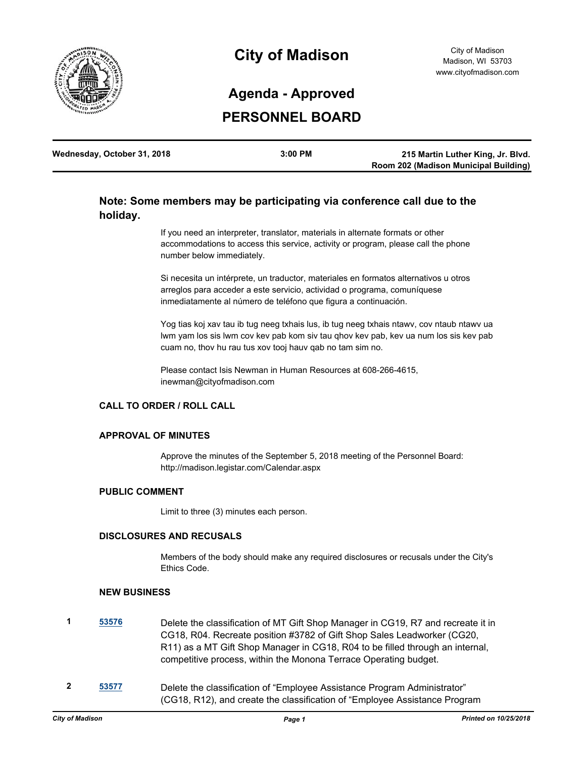# City of Madison

City of Madison
Madison, WI 53703
www.cityofmadison.com

## Agenda - Approved

## PERSONNEL BOARD

| | | |
|---|---|---|
| **Wednesday, October 31, 2018** | **3:00 PM** | **215 Martin Luther King, Jr. Blvd. Room 202 (Madison Municipal Building)** |

### Note: Some members may be participating via conference call due to the holiday.

If you need an interpreter, translator, materials in alternate formats or other accommodations to access this service, activity or program, please call the phone number below immediately.

Si necesita un intérprete, un traductor, materiales en formatos alternativos u otros arreglos para acceder a este servicio, actividad o programa, comuníquese inmediatamente al número de teléfono que figura a continuación.

Yog tias koj xav tau ib tug neeg txhais lus, ib tug neeg txhais ntawv, cov ntaub ntawv ua lwm yam los sis lwm cov kev pab kom siv tau qhov kev pab, kev ua num los sis kev pab cuam no, thov hu rau tus xov tooj hauv qab no tam sim no.

Please contact Isis Newman in Human Resources at 608-266-4615, inewman@cityofmadison.com

**CALL TO ORDER / ROLL CALL**

**APPROVAL OF MINUTES**

Approve the minutes of the September 5, 2018 meeting of the Personnel Board: http://madison.legistar.com/Calendar.aspx

**PUBLIC COMMENT**

Limit to three (3) minutes each person.

**DISCLOSURES AND RECUSALS**

Members of the body should make any required disclosures or recusals under the City's Ethics Code.

**NEW BUSINESS**

**1** 53576 Delete the classification of MT Gift Shop Manager in CG19, R7 and recreate it in CG18, R04. Recreate position #3782 of Gift Shop Sales Leadworker (CG20, R11) as a MT Gift Shop Manager in CG18, R04 to be filled through an internal, competitive process, within the Monona Terrace Operating budget.

**2** 53577 Delete the classification of "Employee Assistance Program Administrator" (CG18, R12), and create the classification of "Employee Assistance Program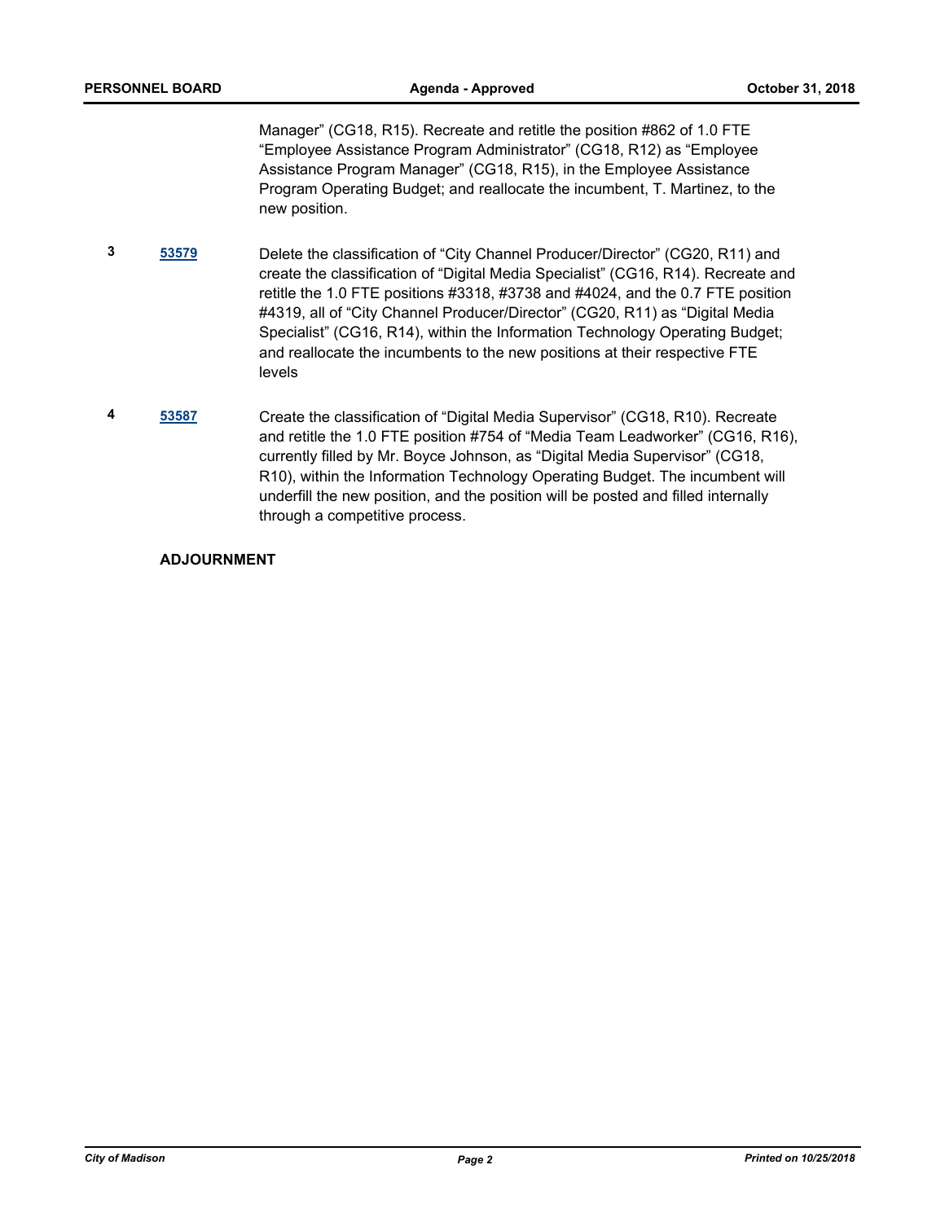Manager" (CG18, R15). Recreate and retitle the position #862 of 1.0 FTE "Employee Assistance Program Administrator" (CG18, R12) as "Employee Assistance Program Manager" (CG18, R15), in the Employee Assistance Program Operating Budget; and reallocate the incumbent, T. Martinez, to the new position.

**3** **53579** Delete the classification of "City Channel Producer/Director" (CG20, R11) and create the classification of "Digital Media Specialist" (CG16, R14). Recreate and retitle the 1.0 FTE positions #3318, #3738 and #4024, and the 0.7 FTE position #4319, all of "City Channel Producer/Director" (CG20, R11) as "Digital Media Specialist" (CG16, R14), within the Information Technology Operating Budget; and reallocate the incumbents to the new positions at their respective FTE levels

**4** **53587** Create the classification of "Digital Media Supervisor" (CG18, R10). Recreate and retitle the 1.0 FTE position #754 of "Media Team Leadworker" (CG16, R16), currently filled by Mr. Boyce Johnson, as "Digital Media Supervisor" (CG18, R10), within the Information Technology Operating Budget. The incumbent will underfill the new position, and the position will be posted and filled internally through a competitive process.

**ADJOURNMENT**